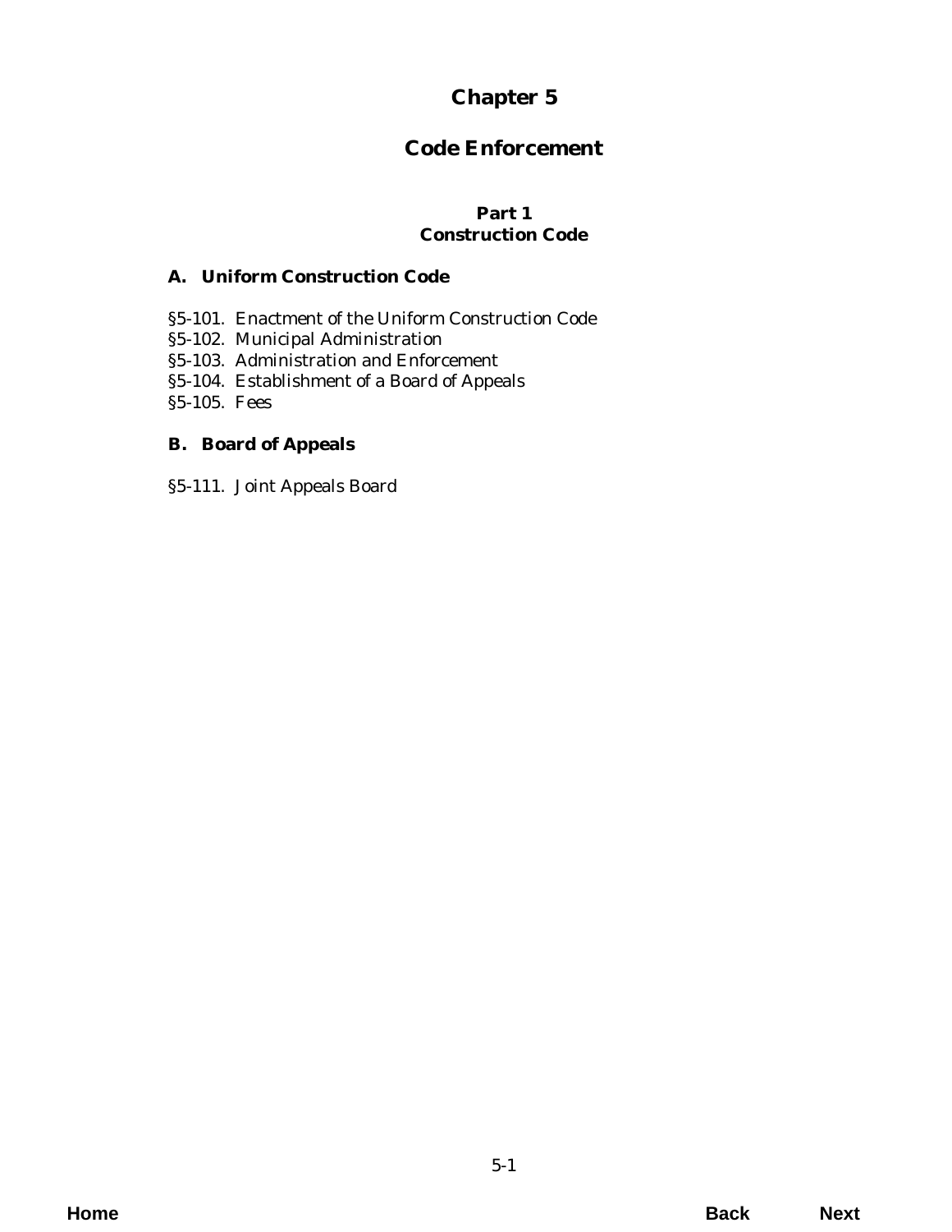# Chapter 5

# Code Enforcement

## Part 1
## Construction Code

### A. Uniform Construction Code

§5-101. Enactment of the Uniform Construction Code
§5-102. Municipal Administration
§5-103. Administration and Enforcement
§5-104. Establishment of a Board of Appeals
§5-105. Fees

### B. Board of Appeals

§5-111. Joint Appeals Board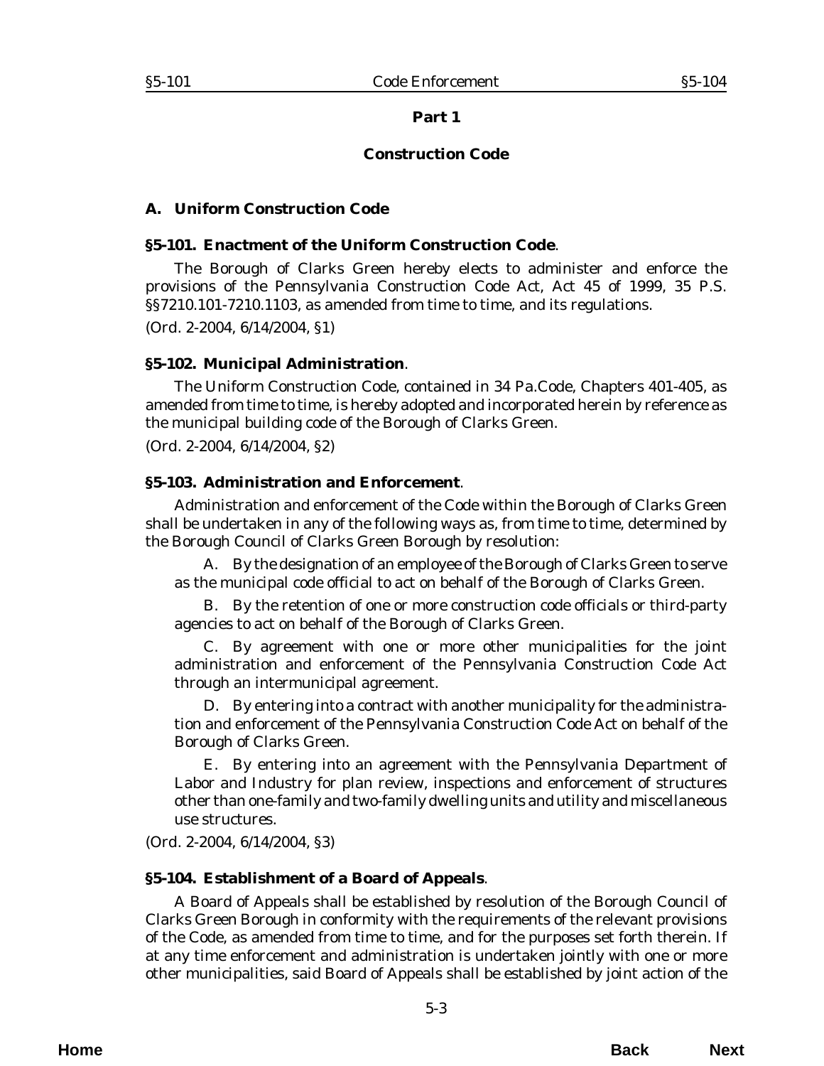## Part 1

## Construction Code

### A. Uniform Construction Code

**§5-101. Enactment of the Uniform Construction Code**.

The Borough of Clarks Green hereby elects to administer and enforce the provisions of the Pennsylvania Construction Code Act, Act 45 of 1999, 35 P.S. §§7210.101-7210.1103, as amended from time to time, and its regulations.

(*Ord. 2-2004*, 6/14/2004, §1)

**§5-102. Municipal Administration**.

The Uniform Construction Code, contained in 34 Pa.Code, Chapters 401-405, as amended from time to time, is hereby adopted and incorporated herein by reference as the municipal building code of the Borough of Clarks Green.

(*Ord. 2-2004*, 6/14/2004, §2)

**§5-103. Administration and Enforcement**.

Administration and enforcement of the Code within the Borough of Clarks Green shall be undertaken in any of the following ways as, from time to time, determined by the Borough Council of Clarks Green Borough by resolution:

A. By the designation of an employee of the Borough of Clarks Green to serve as the municipal code official to act on behalf of the Borough of Clarks Green.

B. By the retention of one or more construction code officials or third-party agencies to act on behalf of the Borough of Clarks Green.

C. By agreement with one or more other municipalities for the joint administration and enforcement of the Pennsylvania Construction Code Act through an intermunicipal agreement.

D. By entering into a contract with another municipality for the administration and enforcement of the Pennsylvania Construction Code Act on behalf of the Borough of Clarks Green.

E. By entering into an agreement with the Pennsylvania Department of Labor and Industry for plan review, inspections and enforcement of structures other than one-family and two-family dwelling units and utility and miscellaneous use structures.

(*Ord. 2-2004*, 6/14/2004, §3)

**§5-104. Establishment of a Board of Appeals**.

A Board of Appeals shall be established by resolution of the Borough Council of Clarks Green Borough in conformity with the requirements of the relevant provisions of the Code, as amended from time to time, and for the purposes set forth therein. If at any time enforcement and administration is undertaken jointly with one or more other municipalities, said Board of Appeals shall be established by joint action of the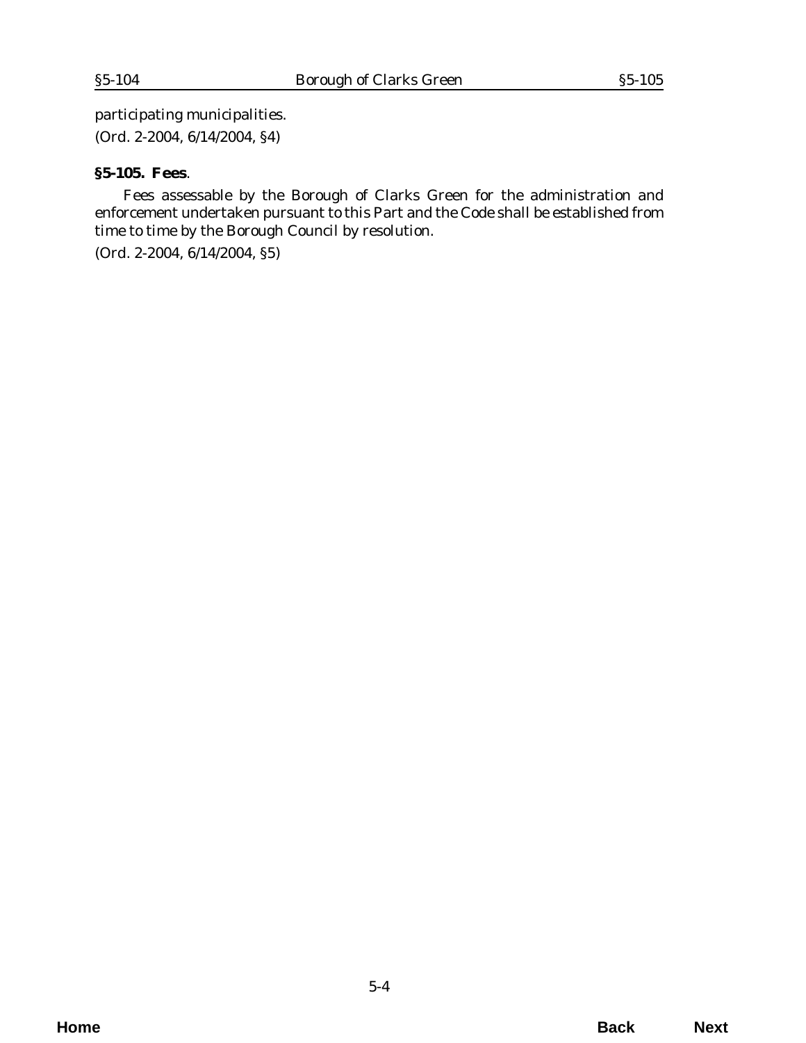participating municipalities.

(Ord. 2-2004, 6/14/2004, §4)

**§5-105. Fees**.

Fees assessable by the Borough of Clarks Green for the administration and enforcement undertaken pursuant to this Part and the Code shall be established from time to time by the Borough Council by resolution.

(Ord. 2-2004, 6/14/2004, §5)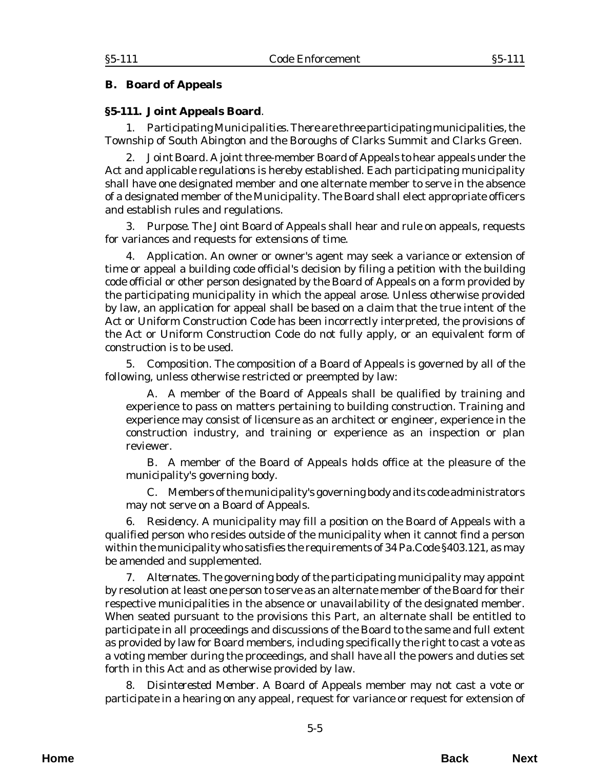## B. Board of Appeals

### §5-111. Joint Appeals Board.

1. *Participating Municipalities*. There are three participating municipalities, the Township of South Abington and the Boroughs of Clarks Summit and Clarks Green.

2. *Joint Board*. A joint three-member Board of Appeals to hear appeals under the Act and applicable regulations is hereby established. Each participating municipality shall have one designated member and one alternate member to serve in the absence of a designated member of the Municipality. The Board shall elect appropriate officers and establish rules and regulations.

3. *Purpose*. The Joint Board of Appeals shall hear and rule on appeals, requests for variances and requests for extensions of time.

4. *Application*. An owner or owner's agent may seek a variance or extension of time or appeal a building code official's decision by filing a petition with the building code official or other person designated by the Board of Appeals on a form provided by the participating municipality in which the appeal arose. Unless otherwise provided by law, an application for appeal shall be based on a claim that the true intent of the Act or Uniform Construction Code has been incorrectly interpreted, the provisions of the Act or Uniform Construction Code do not fully apply, or an equivalent form of construction is to be used.

5. *Composition*. The composition of a Board of Appeals is governed by all of the following, unless otherwise restricted or preempted by law:

   A. A member of the Board of Appeals shall be qualified by training and experience to pass on matters pertaining to building construction. Training and experience may consist of licensure as an architect or engineer, experience in the construction industry, and training or experience as an inspection or plan reviewer.

   B. A member of the Board of Appeals holds office at the pleasure of the municipality's governing body.

   C. Members of the municipality's governing body and its code administrators may not serve on a Board of Appeals.

6. *Residency*. A municipality may fill a position on the Board of Appeals with a qualified person who resides outside of the municipality when it cannot find a person within the municipality who satisfies the requirements of 34 Pa.Code §403.121, as may be amended and supplemented.

7. *Alternates*. The governing body of the participating municipality may appoint by resolution at least one person to serve as an alternate member of the Board for their respective municipalities in the absence or unavailability of the designated member. When seated pursuant to the provisions this Part, an alternate shall be entitled to participate in all proceedings and discussions of the Board to the same and full extent as provided by law for Board members, including specifically the right to cast a vote as a voting member during the proceedings, and shall have all the powers and duties set forth in this Act and as otherwise provided by law.

8. *Disinterested Member*. A Board of Appeals member may not cast a vote or participate in a hearing on any appeal, request for variance or request for extension of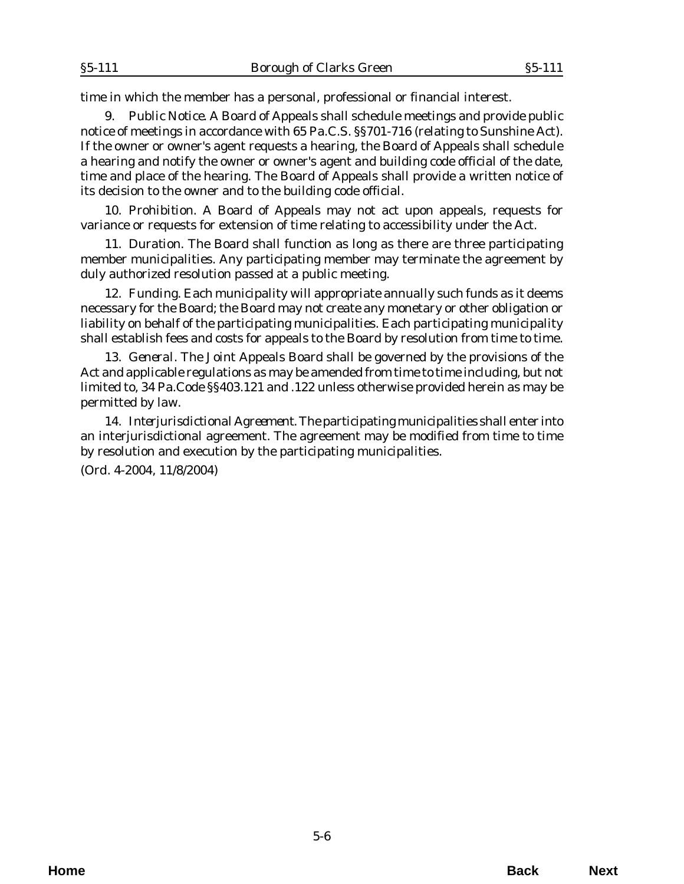time in which the member has a personal, professional or financial interest.

9. *Public Notice.* A Board of Appeals shall schedule meetings and provide public notice of meetings in accordance with 65 Pa.C.S. §§701-716 (relating to Sunshine Act). If the owner or owner's agent requests a hearing, the Board of Appeals shall schedule a hearing and notify the owner or owner's agent and building code official of the date, time and place of the hearing. The Board of Appeals shall provide a written notice of its decision to the owner and to the building code official.

10. *Prohibition.* A Board of Appeals may not act upon appeals, requests for variance or requests for extension of time relating to accessibility under the Act.

11. *Duration.* The Board shall function as long as there are three participating member municipalities. Any participating member may terminate the agreement by duly authorized resolution passed at a public meeting.

12. *Funding.* Each municipality will appropriate annually such funds as it deems necessary for the Board; the Board may not create any monetary or other obligation or liability on behalf of the participating municipalities. Each participating municipality shall establish fees and costs for appeals to the Board by resolution from time to time.

13. *General.* The Joint Appeals Board shall be governed by the provisions of the Act and applicable regulations as may be amended from time to time including, but not limited to, 34 Pa.Code §§403.121 and .122 unless otherwise provided herein as may be permitted by law.

14. *Interjurisdictional Agreement.* The participating municipalities shall enter into an interjurisdictional agreement. The agreement may be modified from time to time by resolution and execution by the participating municipalities.

(*Ord. 4-2004*, 11/8/2004)